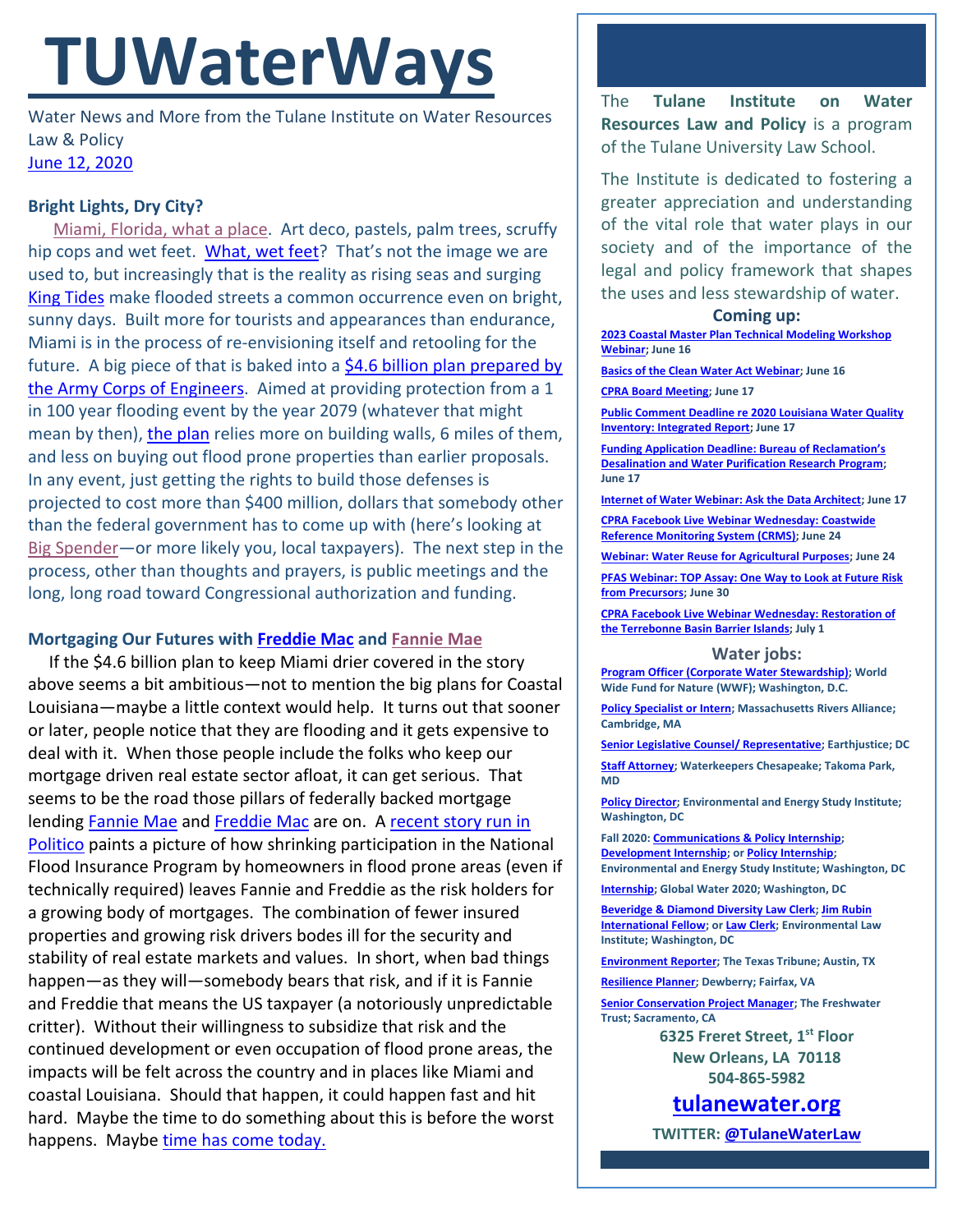# TUWaterWays

Water News and More from the Tulane Institute on Water Resources Law & Policy

June 12, 2020

### Bright Lights, Dry City?

Miami, Florida, what a place. Art deco, pastels, palm trees, scruffy hip cops and wet feet. What, wet feet? That's not the image we are used to, but increasingly that is the reality as rising seas and surging King Tides make flooded streets a common occurrence even on bright, sunny days. Built more for tourists and appearances than endurance, Miami is in the process of re-envisioning itself and retooling for the future. A big piece of that is baked into a $4.6 billion plan prepared by the Army Corps of Engineers. Aimed at providing protection from a 1 in 100 year flooding event by the year 2079 (whatever that might mean by then), the plan relies more on building walls, 6 miles of them, and less on buying out flood prone properties than earlier proposals. In any event, just getting the rights to build those defenses is projected to cost more than $400 million, dollars that somebody other than the federal government has to come up with (here's looking at Big Spender—or more likely you, local taxpayers). The next step in the process, other than thoughts and prayers, is public meetings and the long, long road toward Congressional authorization and funding.

### Mortgaging Our Futures with Freddie Mac and Fannie Mae

If the $4.6 billion plan to keep Miami drier covered in the story above seems a bit ambitious—not to mention the big plans for Coastal Louisiana—maybe a little context would help. It turns out that sooner or later, people notice that they are flooding and it gets expensive to deal with it. When those people include the folks who keep our mortgage driven real estate sector afloat, it can get serious. That seems to be the road those pillars of federally backed mortgage lending Fannie Mae and Freddie Mac are on. A recent story run in Politico paints a picture of how shrinking participation in the National Flood Insurance Program by homeowners in flood prone areas (even if technically required) leaves Fannie and Freddie as the risk holders for a growing body of mortgages. The combination of fewer insured properties and growing risk drivers bodes ill for the security and stability of real estate markets and values. In short, when bad things happen—as they will—somebody bears that risk, and if it is Fannie and Freddie that means the US taxpayer (a notoriously unpredictable critter). Without their willingness to subsidize that risk and the continued development or even occupation of flood prone areas, the impacts will be felt across the country and in places like Miami and coastal Louisiana. Should that happen, it could happen fast and hit hard. Maybe the time to do something about this is before the worst happens. Maybe time has come today.

---

The **Tulane Institute on Water Resources Law and Policy** is a program of the Tulane University Law School.

The Institute is dedicated to fostering a greater appreciation and understanding of the vital role that water plays in our society and of the importance of the legal and policy framework that shapes the uses and less stewardship of water.

**Coming up:**

- **2023 Coastal Master Plan Technical Modeling Workshop Webinar; June 16**
- **Basics of the Clean Water Act Webinar; June 16**
- **CPRA Board Meeting; June 17**
- **Public Comment Deadline re 2020 Louisiana Water Quality Inventory: Integrated Report; June 17**
- **Funding Application Deadline: Bureau of Reclamation's Desalination and Water Purification Research Program; June 17**
- **Internet of Water Webinar: Ask the Data Architect; June 17**
- **CPRA Facebook Live Webinar Wednesday: Coastwide Reference Monitoring System (CRMS); June 24**
- **Webinar: Water Reuse for Agricultural Purposes; June 24**
- **PFAS Webinar: TOP Assay: One Way to Look at Future Risk from Precursors; June 30**
- **CPRA Facebook Live Webinar Wednesday: Restoration of the Terrebonne Basin Barrier Islands; July 1**

**Water jobs:**

- **Program Officer (Corporate Water Stewardship); World Wide Fund for Nature (WWF); Washington, D.C.**
- **Policy Specialist or Intern; Massachusetts Rivers Alliance; Cambridge, MA**
- **Senior Legislative Counsel/ Representative; Earthjustice; DC**
- **Staff Attorney; Waterkeepers Chesapeake; Takoma Park, MD**
- **Policy Director; Environmental and Energy Study Institute; Washington, DC**
- **Fall 2020: Communications & Policy Internship; Development Internship; or Policy Internship; Environmental and Energy Study Institute; Washington, DC**
- **Internship; Global Water 2020; Washington, DC**
- **Beveridge & Diamond Diversity Law Clerk; Jim Rubin International Fellow; or Law Clerk; Environmental Law Institute; Washington, DC**
- **Environment Reporter; The Texas Tribune; Austin, TX**
- **Resilience Planner; Dewberry; Fairfax, VA**
- **Senior Conservation Project Manager; The Freshwater Trust; Sacramento, CA**

**6325 Freret Street, 1st Floor**
**New Orleans, LA 70118**
**504-865-5982**

## tulanewater.org

**TWITTER: @TulaneWaterLaw**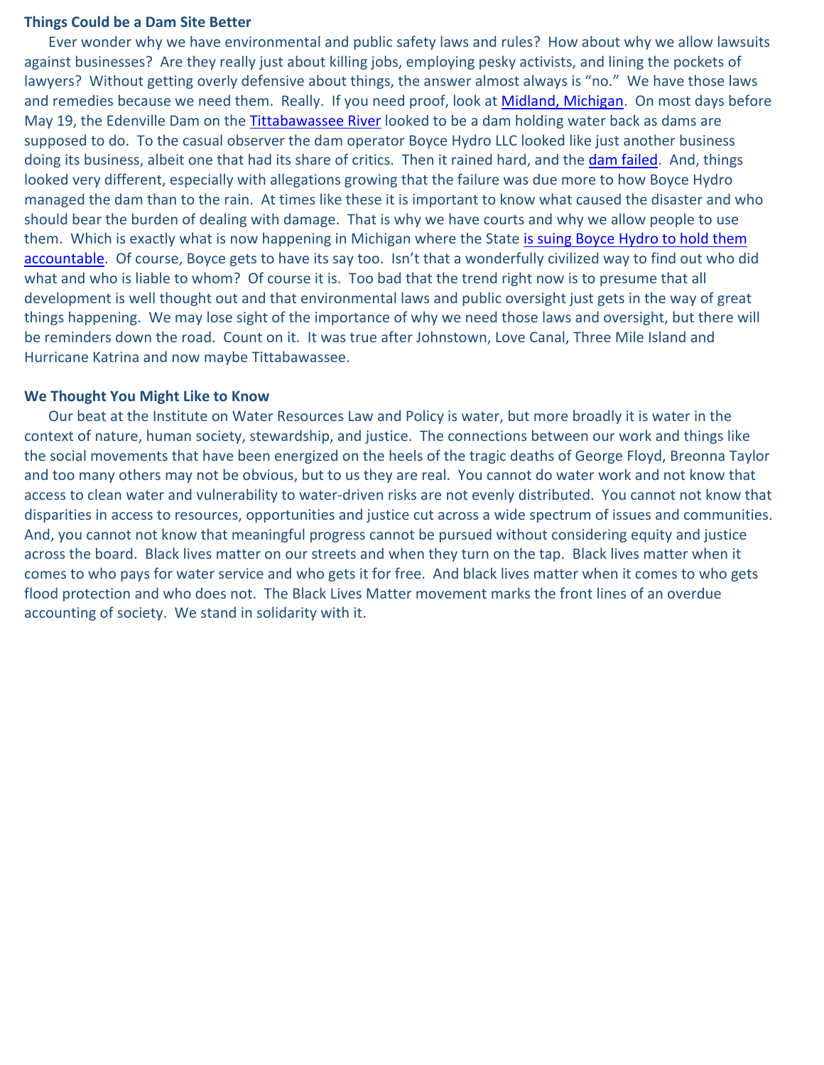**Things Could be a Dam Site Better**

Ever wonder why we have environmental and public safety laws and rules? How about why we allow lawsuits against businesses? Are they really just about killing jobs, employing pesky activists, and lining the pockets of lawyers? Without getting overly defensive about things, the answer almost always is "no." We have those laws and remedies because we need them. Really. If you need proof, look at Midland, Michigan. On most days before May 19, the Edenville Dam on the Tittabawassee River looked to be a dam holding water back as dams are supposed to do. To the casual observer the dam operator Boyce Hydro LLC looked like just another business doing its business, albeit one that had its share of critics. Then it rained hard, and the dam failed. And, things looked very different, especially with allegations growing that the failure was due more to how Boyce Hydro managed the dam than to the rain. At times like these it is important to know what caused the disaster and who should bear the burden of dealing with damage. That is why we have courts and why we allow people to use them. Which is exactly what is now happening in Michigan where the State is suing Boyce Hydro to hold them accountable. Of course, Boyce gets to have its say too. Isn't that a wonderfully civilized way to find out who did what and who is liable to whom? Of course it is. Too bad that the trend right now is to presume that all development is well thought out and that environmental laws and public oversight just gets in the way of great things happening. We may lose sight of the importance of why we need those laws and oversight, but there will be reminders down the road. Count on it. It was true after Johnstown, Love Canal, Three Mile Island and Hurricane Katrina and now maybe Tittabawassee.

**We Thought You Might Like to Know**

Our beat at the Institute on Water Resources Law and Policy is water, but more broadly it is water in the context of nature, human society, stewardship, and justice. The connections between our work and things like the social movements that have been energized on the heels of the tragic deaths of George Floyd, Breonna Taylor and too many others may not be obvious, but to us they are real. You cannot do water work and not know that access to clean water and vulnerability to water-driven risks are not evenly distributed. You cannot not know that disparities in access to resources, opportunities and justice cut across a wide spectrum of issues and communities. And, you cannot not know that meaningful progress cannot be pursued without considering equity and justice across the board. Black lives matter on our streets and when they turn on the tap. Black lives matter when it comes to who pays for water service and who gets it for free. And black lives matter when it comes to who gets flood protection and who does not. The Black Lives Matter movement marks the front lines of an overdue accounting of society. We stand in solidarity with it.